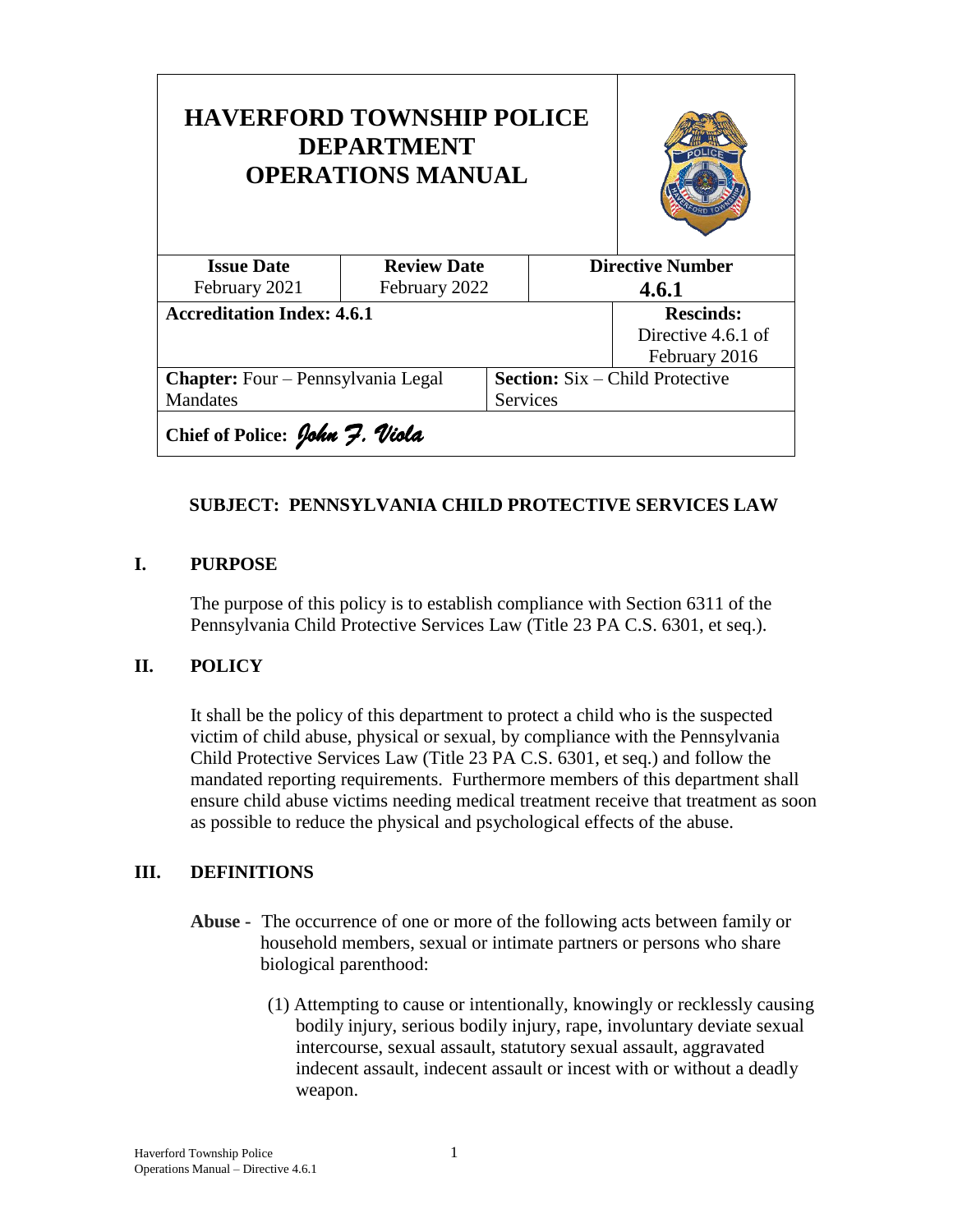| HAVERFORD TOWNSHIP POLICE DEPARTMENT OPERATIONS MANUAL | | | |
|---|---|---|---|
| **Issue Date** February 2021 | **Review Date** February 2022 | **Directive Number** **4.6.1** | |
| **Accreditation Index: 4.6.1** | | | **Rescinds:** Directive 4.6.1 of February 2016 |
| **Chapter:** Four – Pennsylvania Legal Mandates | | **Section:** Six – Child Protective Services | |
| **Chief of Police:** *John F. Viola* | | | |

## SUBJECT: PENNSYLVANIA CHILD PROTECTIVE SERVICES LAW

## I. PURPOSE

The purpose of this policy is to establish compliance with Section 6311 of the Pennsylvania Child Protective Services Law (Title 23 PA C.S. 6301, et seq.).

## II. POLICY

It shall be the policy of this department to protect a child who is the suspected victim of child abuse, physical or sexual, by compliance with the Pennsylvania Child Protective Services Law (Title 23 PA C.S. 6301, et seq.) and follow the mandated reporting requirements. Furthermore members of this department shall ensure child abuse victims needing medical treatment receive that treatment as soon as possible to reduce the physical and psychological effects of the abuse.

## III. DEFINITIONS

**Abuse -** The occurrence of one or more of the following acts between family or household members, sexual or intimate partners or persons who share biological parenthood:

(1) Attempting to cause or intentionally, knowingly or recklessly causing bodily injury, serious bodily injury, rape, involuntary deviate sexual intercourse, sexual assault, statutory sexual assault, aggravated indecent assault, indecent assault or incest with or without a deadly weapon.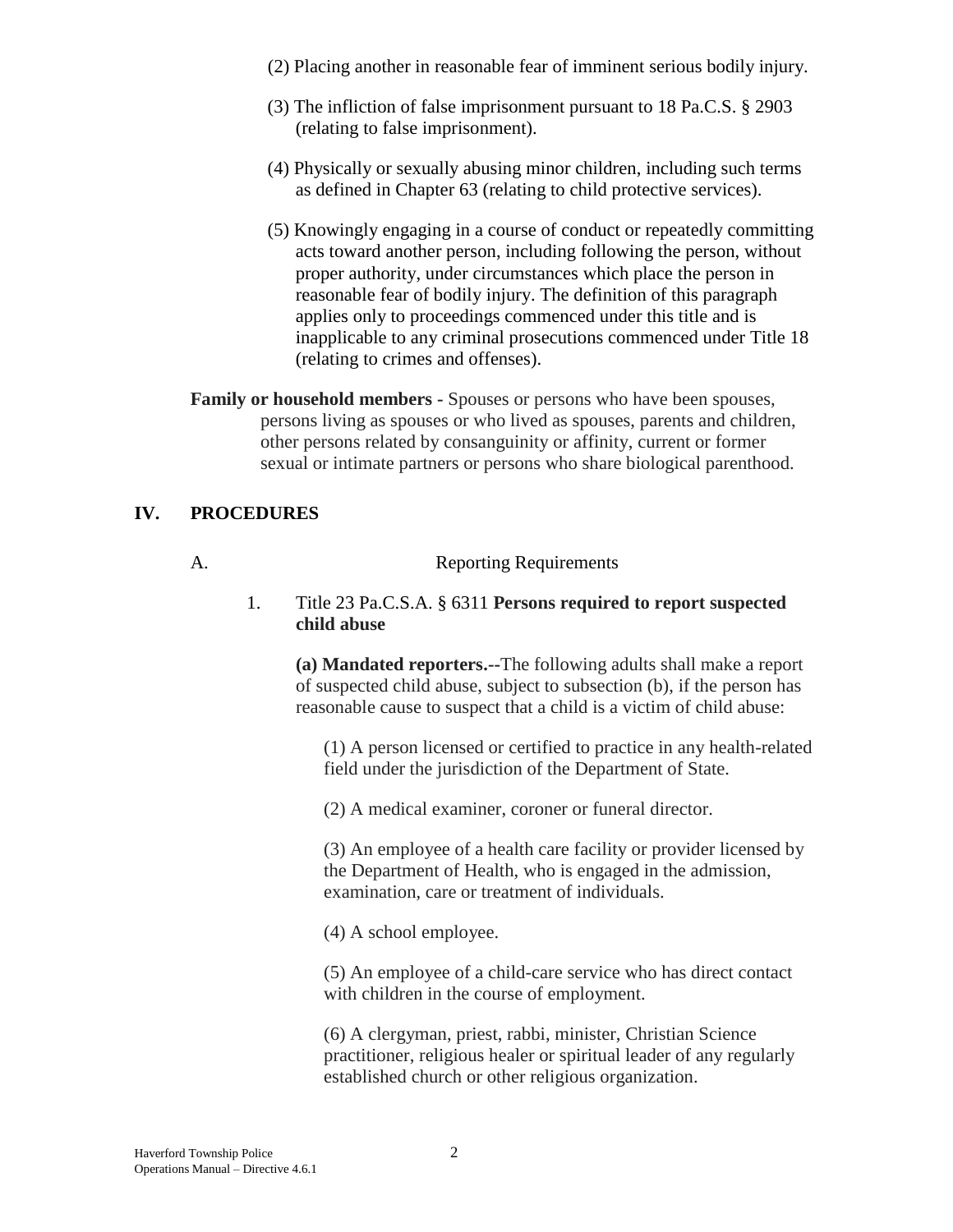(2) Placing another in reasonable fear of imminent serious bodily injury.

(3) The infliction of false imprisonment pursuant to 18 Pa.C.S. § 2903 (relating to false imprisonment).

(4) Physically or sexually abusing minor children, including such terms as defined in Chapter 63 (relating to child protective services).

(5) Knowingly engaging in a course of conduct or repeatedly committing acts toward another person, including following the person, without proper authority, under circumstances which place the person in reasonable fear of bodily injury. The definition of this paragraph applies only to proceedings commenced under this title and is inapplicable to any criminal prosecutions commenced under Title 18 (relating to crimes and offenses).

**Family or household members -** Spouses or persons who have been spouses, persons living as spouses or who lived as spouses, parents and children, other persons related by consanguinity or affinity, current or former sexual or intimate partners or persons who share biological parenthood.

## IV. PROCEDURES

### A. Reporting Requirements

1. Title 23 Pa.C.S.A. § 6311 **Persons required to report suspected child abuse**

   **(a) Mandated reporters.--**The following adults shall make a report of suspected child abuse, subject to subsection (b), if the person has reasonable cause to suspect that a child is a victim of child abuse:

   (1) A person licensed or certified to practice in any health-related field under the jurisdiction of the Department of State.

   (2) A medical examiner, coroner or funeral director.

   (3) An employee of a health care facility or provider licensed by the Department of Health, who is engaged in the admission, examination, care or treatment of individuals.

   (4) A school employee.

   (5) An employee of a child-care service who has direct contact with children in the course of employment.

   (6) A clergyman, priest, rabbi, minister, Christian Science practitioner, religious healer or spiritual leader of any regularly established church or other religious organization.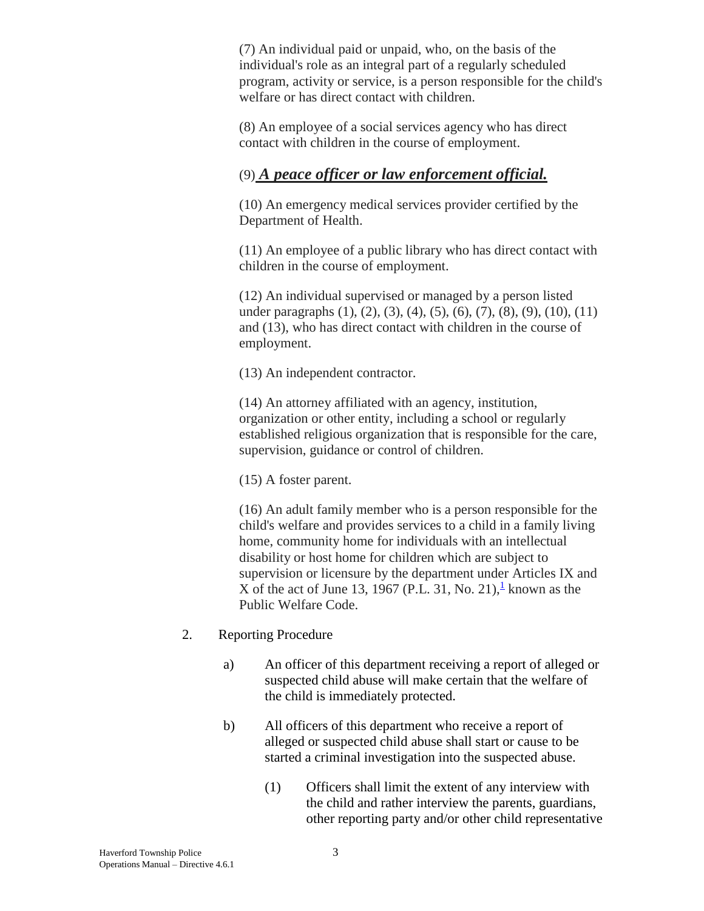(7) An individual paid or unpaid, who, on the basis of the individual's role as an integral part of a regularly scheduled program, activity or service, is a person responsible for the child's welfare or has direct contact with children.

(8) An employee of a social services agency who has direct contact with children in the course of employment.

(9) ***<u>A peace officer or law enforcement official.</u>***

(10) An emergency medical services provider certified by the Department of Health.

(11) An employee of a public library who has direct contact with children in the course of employment.

(12) An individual supervised or managed by a person listed under paragraphs (1), (2), (3), (4), (5), (6), (7), (8), (9), (10), (11) and (13), who has direct contact with children in the course of employment.

(13) An independent contractor.

(14) An attorney affiliated with an agency, institution, organization or other entity, including a school or regularly established religious organization that is responsible for the care, supervision, guidance or control of children.

(15) A foster parent.

(16) An adult family member who is a person responsible for the child's welfare and provides services to a child in a family living home, community home for individuals with an intellectual disability or host home for children which are subject to supervision or licensure by the department under Articles IX and X of the act of June 13, 1967 (P.L. 31, No. 21),[1] known as the Public Welfare Code.

2. Reporting Procedure

   a) An officer of this department receiving a report of alleged or suspected child abuse will make certain that the welfare of the child is immediately protected.

   b) All officers of this department who receive a report of alleged or suspected child abuse shall start or cause to be started a criminal investigation into the suspected abuse.

      (1) Officers shall limit the extent of any interview with the child and rather interview the parents, guardians, other reporting party and/or other child representative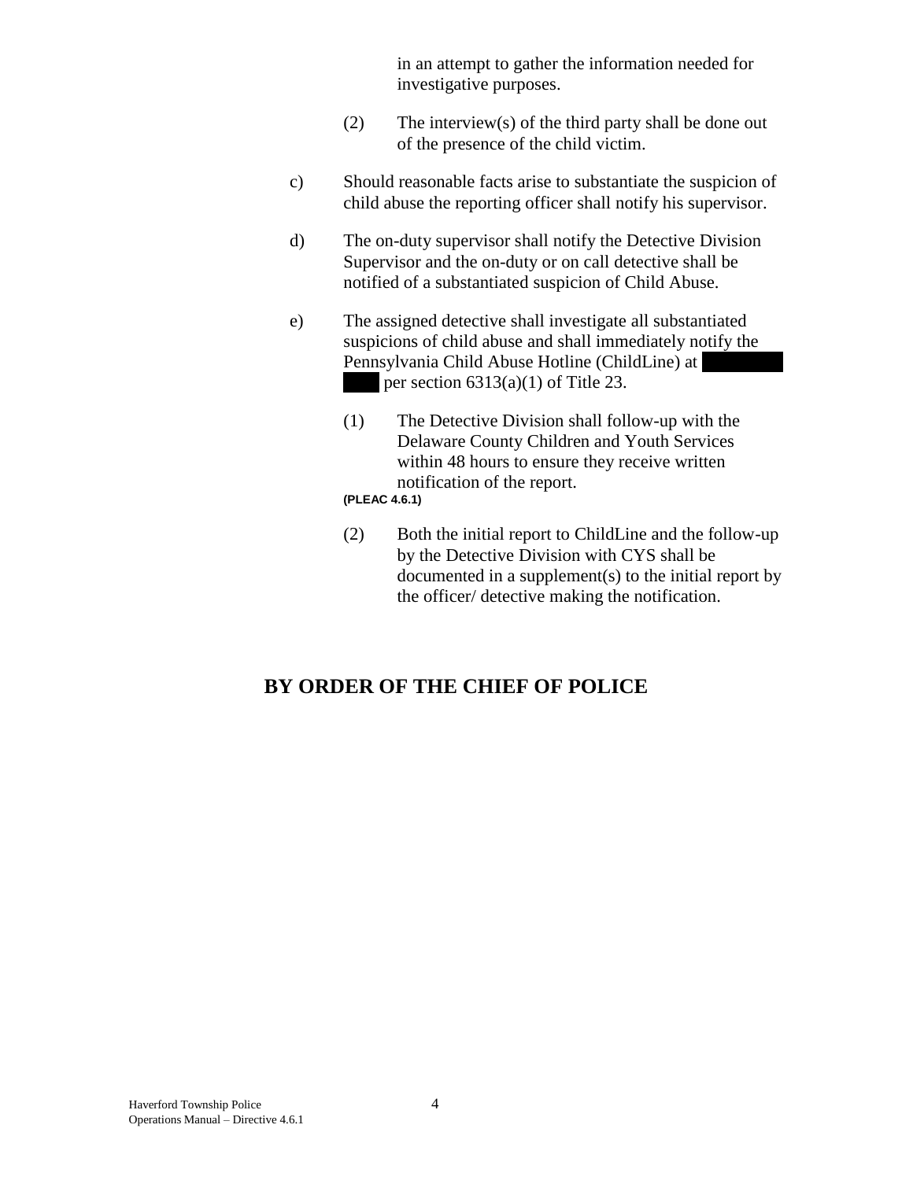in an attempt to gather the information needed for investigative purposes.

(2) The interview(s) of the third party shall be done out of the presence of the child victim.

c) Should reasonable facts arise to substantiate the suspicion of child abuse the reporting officer shall notify his supervisor.

d) The on-duty supervisor shall notify the Detective Division Supervisor and the on-duty or on call detective shall be notified of a substantiated suspicion of Child Abuse.

e) The assigned detective shall investigate all substantiated suspicions of child abuse and shall immediately notify the Pennsylvania Child Abuse Hotline (ChildLine) at [REDACTED] per section 6313(a)(1) of Title 23.

(1) The Detective Division shall follow-up with the Delaware County Children and Youth Services within 48 hours to ensure they receive written notification of the report.
**(PLEAC 4.6.1)**

(2) Both the initial report to ChildLine and the follow-up by the Detective Division with CYS shall be documented in a supplement(s) to the initial report by the officer/ detective making the notification.

## BY ORDER OF THE CHIEF OF POLICE

Haverford Township Police
Operations Manual – Directive 4.6.1